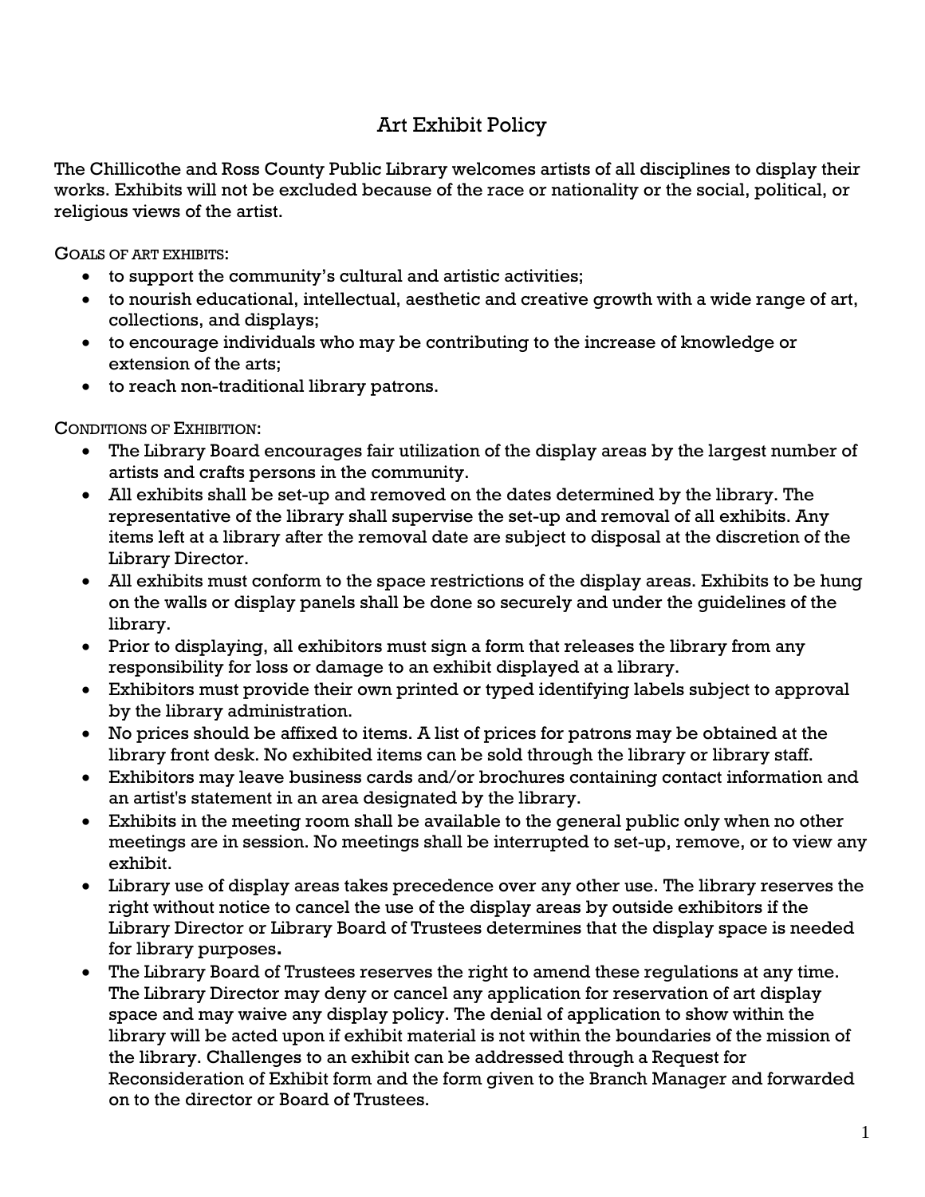# Art Exhibit Policy

The Chillicothe and Ross County Public Library welcomes artists of all disciplines to display their works. Exhibits will not be excluded because of the race or nationality or the social, political, or religious views of the artist.

GOALS OF ART EXHIBITS:

- to support the community's cultural and artistic activities;
- to nourish educational, intellectual, aesthetic and creative growth with a wide range of art, collections, and displays;
- to encourage individuals who may be contributing to the increase of knowledge or extension of the arts;
- to reach non-traditional library patrons.

CONDITIONS OF EXHIBITION:

- The Library Board encourages fair utilization of the display areas by the largest number of artists and crafts persons in the community.
- All exhibits shall be set-up and removed on the dates determined by the library. The representative of the library shall supervise the set-up and removal of all exhibits. Any items left at a library after the removal date are subject to disposal at the discretion of the Library Director.
- All exhibits must conform to the space restrictions of the display areas. Exhibits to be hung on the walls or display panels shall be done so securely and under the guidelines of the library.
- Prior to displaying, all exhibitors must sign a form that releases the library from any responsibility for loss or damage to an exhibit displayed at a library.
- Exhibitors must provide their own printed or typed identifying labels subject to approval by the library administration.
- No prices should be affixed to items. A list of prices for patrons may be obtained at the library front desk. No exhibited items can be sold through the library or library staff.
- Exhibitors may leave business cards and/or brochures containing contact information and an artist's statement in an area designated by the library.
- Exhibits in the meeting room shall be available to the general public only when no other meetings are in session. No meetings shall be interrupted to set-up, remove, or to view any exhibit.
- Library use of display areas takes precedence over any other use. The library reserves the right without notice to cancel the use of the display areas by outside exhibitors if the Library Director or Library Board of Trustees determines that the display space is needed for library purposes**.**
- The Library Board of Trustees reserves the right to amend these regulations at any time. The Library Director may deny or cancel any application for reservation of art display space and may waive any display policy. The denial of application to show within the library will be acted upon if exhibit material is not within the boundaries of the mission of the library. Challenges to an exhibit can be addressed through a Request for Reconsideration of Exhibit form and the form given to the Branch Manager and forwarded on to the director or Board of Trustees.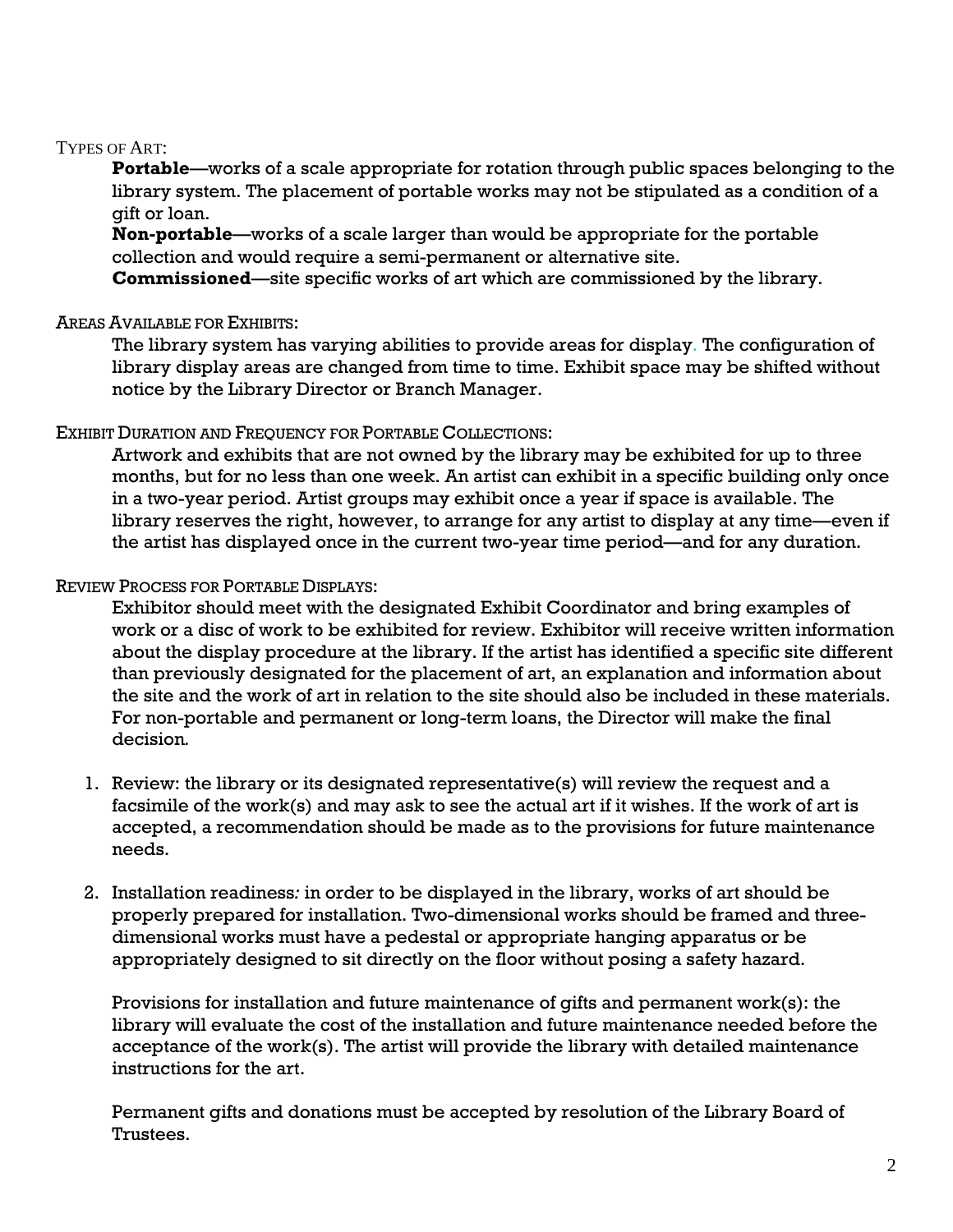Types of Art:

**Portable**—works of a scale appropriate for rotation through public spaces belonging to the library system. The placement of portable works may not be stipulated as a condition of a gift or loan.

**Non-portable**—works of a scale larger than would be appropriate for the portable collection and would require a semi-permanent or alternative site.

**Commissioned**—site specific works of art which are commissioned by the library.

Areas Available for Exhibits:

The library system has varying abilities to provide areas for display. The configuration of library display areas are changed from time to time. Exhibit space may be shifted without notice by the Library Director or Branch Manager.

Exhibit Duration and Frequency for Portable Collections:

Artwork and exhibits that are not owned by the library may be exhibited for up to three months, but for no less than one week. An artist can exhibit in a specific building only once in a two-year period. Artist groups may exhibit once a year if space is available. The library reserves the right, however, to arrange for any artist to display at any time—even if the artist has displayed once in the current two-year time period—and for any duration.

Review Process for Portable Displays:

Exhibitor should meet with the designated Exhibit Coordinator and bring examples of work or a disc of work to be exhibited for review. Exhibitor will receive written information about the display procedure at the library. If the artist has identified a specific site different than previously designated for the placement of art, an explanation and information about the site and the work of art in relation to the site should also be included in these materials. For non-portable and permanent or long-term loans, the Director will make the final decision.

1. Review: the library or its designated representative(s) will review the request and a facsimile of the work(s) and may ask to see the actual art if it wishes. If the work of art is accepted, a recommendation should be made as to the provisions for future maintenance needs.

2. Installation readiness*:* in order to be displayed in the library, works of art should be properly prepared for installation. Two-dimensional works should be framed and three-dimensional works must have a pedestal or appropriate hanging apparatus or be appropriately designed to sit directly on the floor without posing a safety hazard.

   Provisions for installation and future maintenance of gifts and permanent work(s): the library will evaluate the cost of the installation and future maintenance needed before the acceptance of the work(s). The artist will provide the library with detailed maintenance instructions for the art.

   Permanent gifts and donations must be accepted by resolution of the Library Board of Trustees.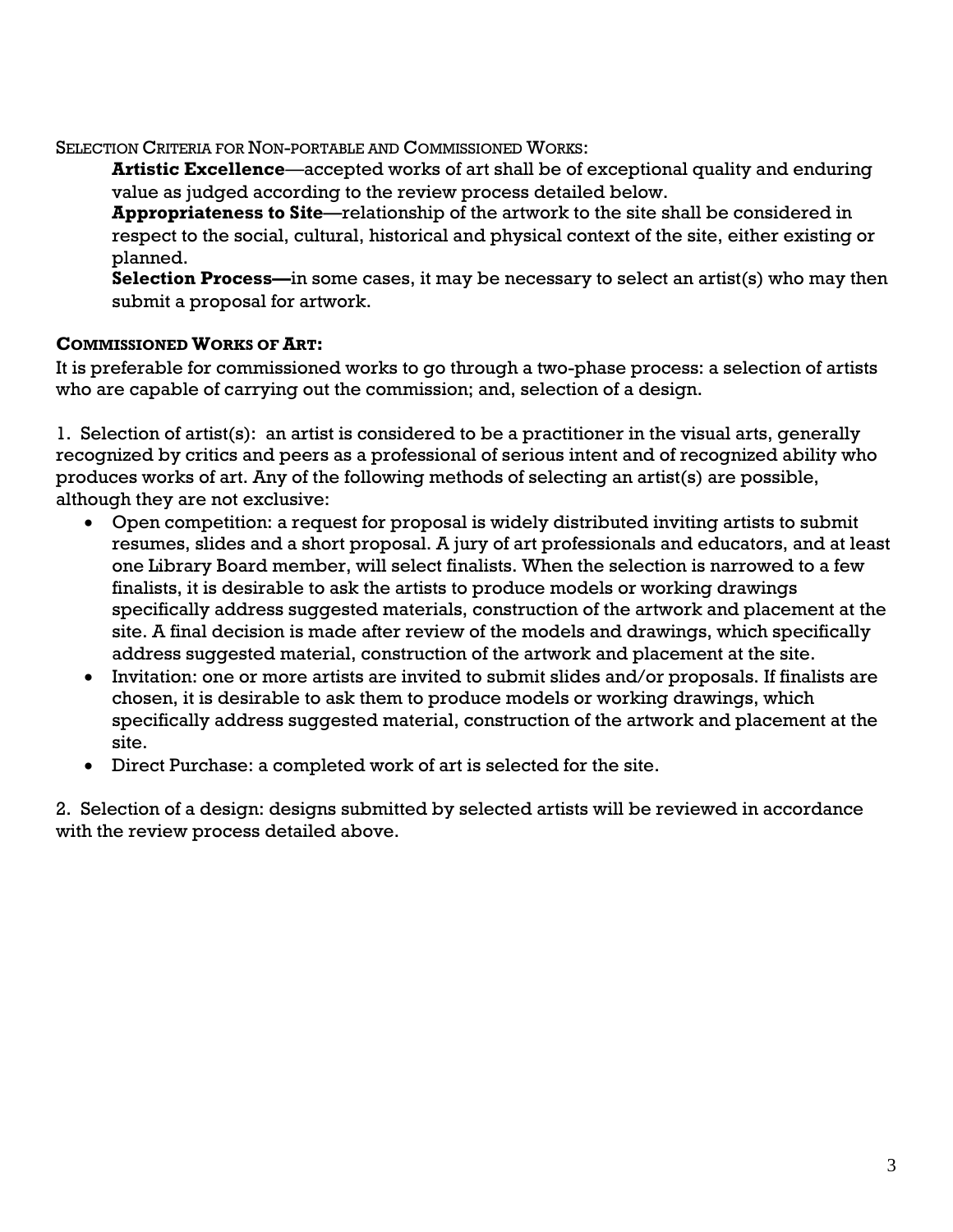SELECTION CRITERIA FOR NON-PORTABLE AND COMMISSIONED WORKS:

**Artistic Excellence**—accepted works of art shall be of exceptional quality and enduring value as judged according to the review process detailed below.

**Appropriateness to Site**—relationship of the artwork to the site shall be considered in respect to the social, cultural, historical and physical context of the site, either existing or planned.

**Selection Process—**in some cases, it may be necessary to select an artist(s) who may then submit a proposal for artwork.

**COMMISSIONED WORKS OF ART:**

It is preferable for commissioned works to go through a two-phase process: a selection of artists who are capable of carrying out the commission; and, selection of a design.

1. Selection of artist(s): an artist is considered to be a practitioner in the visual arts, generally recognized by critics and peers as a professional of serious intent and of recognized ability who produces works of art. Any of the following methods of selecting an artist(s) are possible, although they are not exclusive:

- Open competition: a request for proposal is widely distributed inviting artists to submit resumes, slides and a short proposal. A jury of art professionals and educators, and at least one Library Board member, will select finalists. When the selection is narrowed to a few finalists, it is desirable to ask the artists to produce models or working drawings specifically address suggested materials, construction of the artwork and placement at the site. A final decision is made after review of the models and drawings, which specifically address suggested material, construction of the artwork and placement at the site.
- Invitation: one or more artists are invited to submit slides and/or proposals. If finalists are chosen, it is desirable to ask them to produce models or working drawings, which specifically address suggested material, construction of the artwork and placement at the site.
- Direct Purchase: a completed work of art is selected for the site.

2. Selection of a design: designs submitted by selected artists will be reviewed in accordance with the review process detailed above.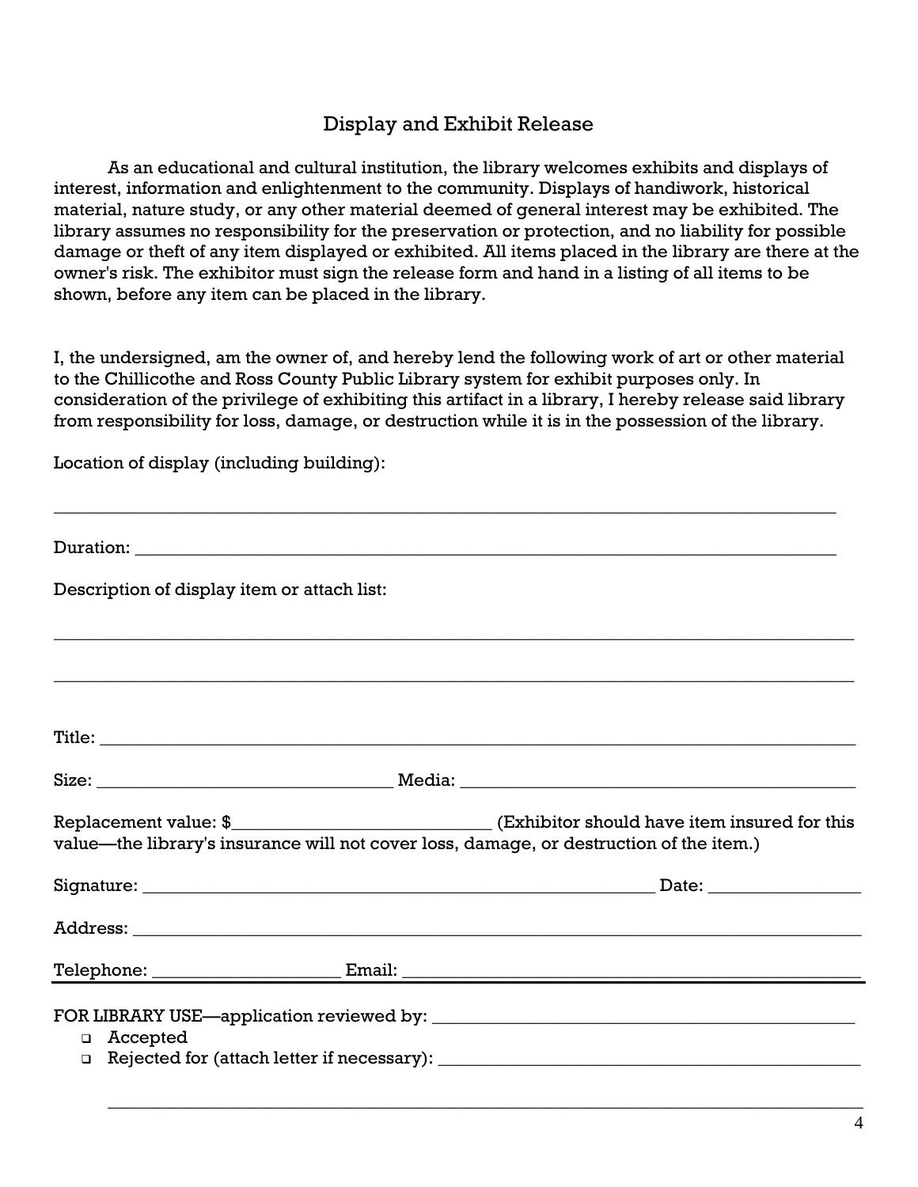# Display and Exhibit Release

As an educational and cultural institution, the library welcomes exhibits and displays of interest, information and enlightenment to the community. Displays of handiwork, historical material, nature study, or any other material deemed of general interest may be exhibited. The library assumes no responsibility for the preservation or protection, and no liability for possible damage or theft of any item displayed or exhibited. All items placed in the library are there at the owner's risk. The exhibitor must sign the release form and hand in a listing of all items to be shown, before any item can be placed in the library.

I, the undersigned, am the owner of, and hereby lend the following work of art or other material to the Chillicothe and Ross County Public Library system for exhibit purposes only. In consideration of the privilege of exhibiting this artifact in a library, I hereby release said library from responsibility for loss, damage, or destruction while it is in the possession of the library.

Location of display (including building):

_______________________________________________________________________________

Duration: ______________________________________________________________________

Description of display item or attach list:

_______________________________________________________________________________

_______________________________________________________________________________

Title: _________________________________________________________________________

Size: ____________________________ Media: ____________________________________

Replacement value: $_______________________ (Exhibitor should have item insured for this value—the library's insurance will not cover loss, damage, or destruction of the item.)

Signature: ___________________________________________________ Date: ______________

Address: _______________________________________________________________________

Telephone: __________________ Email: _________________________________________

---

FOR LIBRARY USE—application reviewed by: ______________________________________

- ❑ Accepted
- ❑ Rejected for (attach letter if necessary): ______________________________________

_______________________________________________________________________________